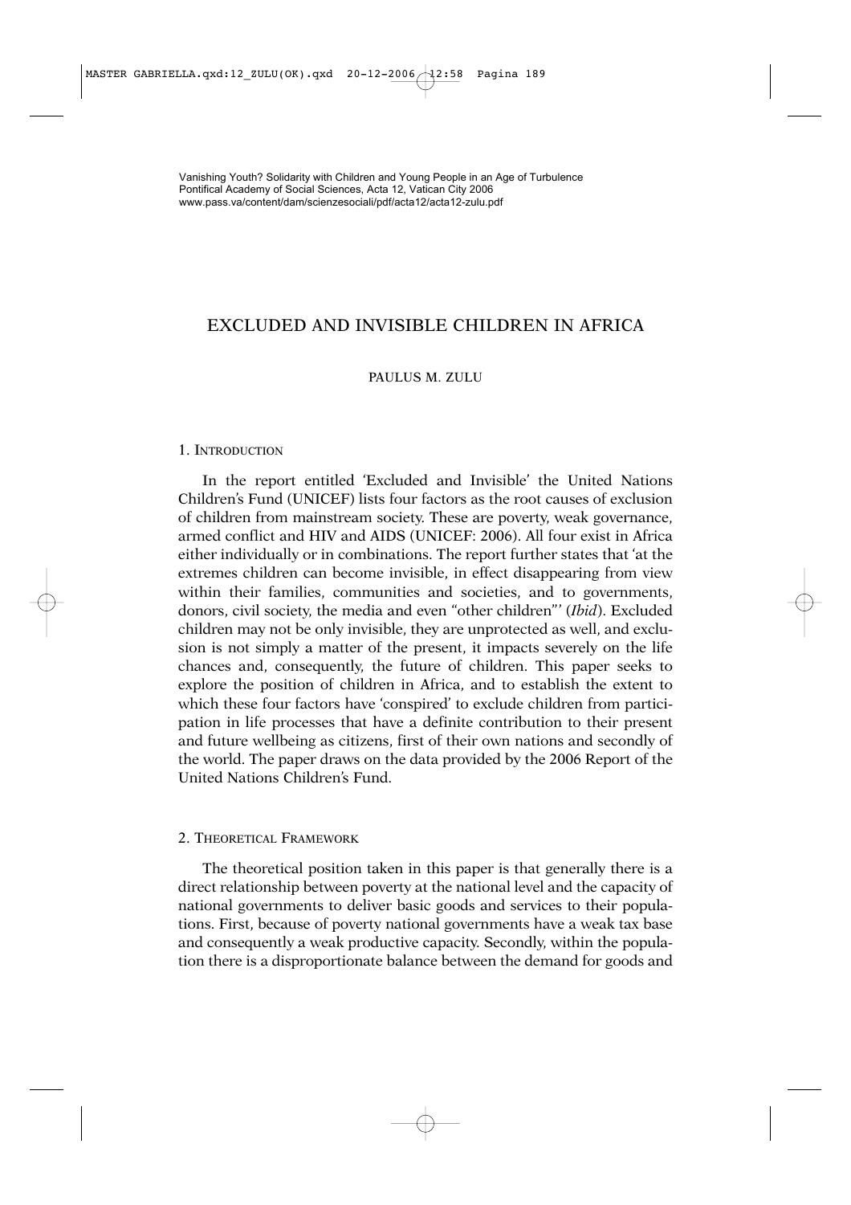Vanishing Youth? Solidarity with Children and Young People in an Age of Turbulence
Pontifical Academy of Social Sciences, Acta 12, Vatican City 2006
www.pass.va/content/dam/scienzesociali/pdf/acta12/acta12-zulu.pdf

# EXCLUDED AND INVISIBLE CHILDREN IN AFRICA

PAULUS M. ZULU

## 1. INTRODUCTION

In the report entitled 'Excluded and Invisible' the United Nations Children's Fund (UNICEF) lists four factors as the root causes of exclusion of children from mainstream society. These are poverty, weak governance, armed conflict and HIV and AIDS (UNICEF: 2006). All four exist in Africa either individually or in combinations. The report further states that 'at the extremes children can become invisible, in effect disappearing from view within their families, communities and societies, and to governments, donors, civil society, the media and even "other children"' (*Ibid*). Excluded children may not be only invisible, they are unprotected as well, and exclusion is not simply a matter of the present, it impacts severely on the life chances and, consequently, the future of children. This paper seeks to explore the position of children in Africa, and to establish the extent to which these four factors have 'conspired' to exclude children from participation in life processes that have a definite contribution to their present and future wellbeing as citizens, first of their own nations and secondly of the world. The paper draws on the data provided by the 2006 Report of the United Nations Children's Fund.

## 2. THEORETICAL FRAMEWORK

The theoretical position taken in this paper is that generally there is a direct relationship between poverty at the national level and the capacity of national governments to deliver basic goods and services to their populations. First, because of poverty national governments have a weak tax base and consequently a weak productive capacity. Secondly, within the population there is a disproportionate balance between the demand for goods and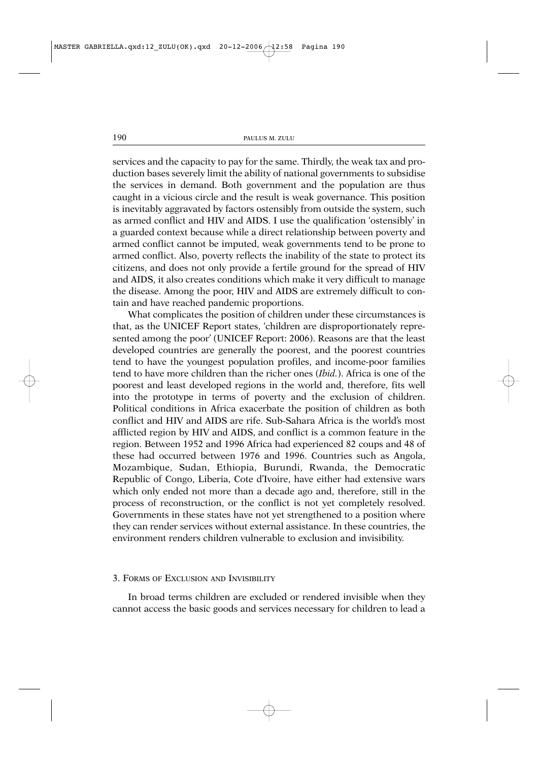services and the capacity to pay for the same. Thirdly, the weak tax and production bases severely limit the ability of national governments to subsidise the services in demand. Both government and the population are thus caught in a vicious circle and the result is weak governance. This position is inevitably aggravated by factors ostensibly from outside the system, such as armed conflict and HIV and AIDS. I use the qualification 'ostensibly' in a guarded context because while a direct relationship between poverty and armed conflict cannot be imputed, weak governments tend to be prone to armed conflict. Also, poverty reflects the inability of the state to protect its citizens, and does not only provide a fertile ground for the spread of HIV and AIDS, it also creates conditions which make it very difficult to manage the disease. Among the poor, HIV and AIDS are extremely difficult to contain and have reached pandemic proportions.

What complicates the position of children under these circumstances is that, as the UNICEF Report states, 'children are disproportionately represented among the poor' (UNICEF Report: 2006). Reasons are that the least developed countries are generally the poorest, and the poorest countries tend to have the youngest population profiles, and income-poor families tend to have more children than the richer ones (*Ibid.*). Africa is one of the poorest and least developed regions in the world and, therefore, fits well into the prototype in terms of poverty and the exclusion of children. Political conditions in Africa exacerbate the position of children as both conflict and HIV and AIDS are rife. Sub-Sahara Africa is the world's most afflicted region by HIV and AIDS, and conflict is a common feature in the region. Between 1952 and 1996 Africa had experienced 82 coups and 48 of these had occurred between 1976 and 1996. Countries such as Angola, Mozambique, Sudan, Ethiopia, Burundi, Rwanda, the Democratic Republic of Congo, Liberia, Cote d'Ivoire, have either had extensive wars which only ended not more than a decade ago and, therefore, still in the process of reconstruction, or the conflict is not yet completely resolved. Governments in these states have not yet strengthened to a position where they can render services without external assistance. In these countries, the environment renders children vulnerable to exclusion and invisibility.

## 3. Forms of Exclusion and Invisibility

In broad terms children are excluded or rendered invisible when they cannot access the basic goods and services necessary for children to lead a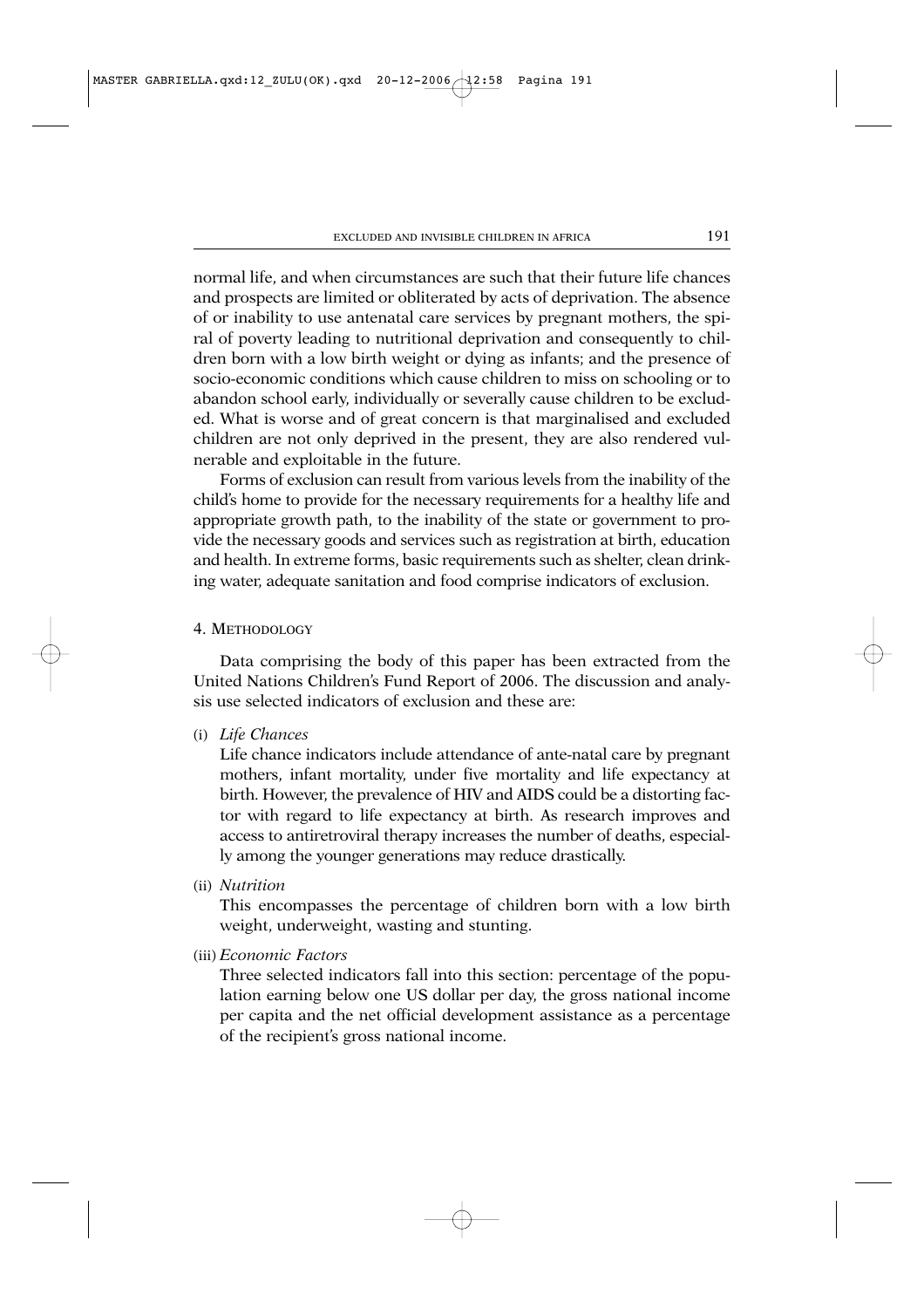normal life, and when circumstances are such that their future life chances and prospects are limited or obliterated by acts of deprivation. The absence of or inability to use antenatal care services by pregnant mothers, the spiral of poverty leading to nutritional deprivation and consequently to children born with a low birth weight or dying as infants; and the presence of socio-economic conditions which cause children to miss on schooling or to abandon school early, individually or severally cause children to be excluded. What is worse and of great concern is that marginalised and excluded children are not only deprived in the present, they are also rendered vulnerable and exploitable in the future.

Forms of exclusion can result from various levels from the inability of the child's home to provide for the necessary requirements for a healthy life and appropriate growth path, to the inability of the state or government to provide the necessary goods and services such as registration at birth, education and health. In extreme forms, basic requirements such as shelter, clean drinking water, adequate sanitation and food comprise indicators of exclusion.

## 4. Methodology

Data comprising the body of this paper has been extracted from the United Nations Children's Fund Report of 2006. The discussion and analysis use selected indicators of exclusion and these are:

(i) *Life Chances*

Life chance indicators include attendance of ante-natal care by pregnant mothers, infant mortality, under five mortality and life expectancy at birth. However, the prevalence of HIV and AIDS could be a distorting factor with regard to life expectancy at birth. As research improves and access to antiretroviral therapy increases the number of deaths, especially among the younger generations may reduce drastically.

(ii) *Nutrition*

This encompasses the percentage of children born with a low birth weight, underweight, wasting and stunting.

(iii) *Economic Factors*

Three selected indicators fall into this section: percentage of the population earning below one US dollar per day, the gross national income per capita and the net official development assistance as a percentage of the recipient's gross national income.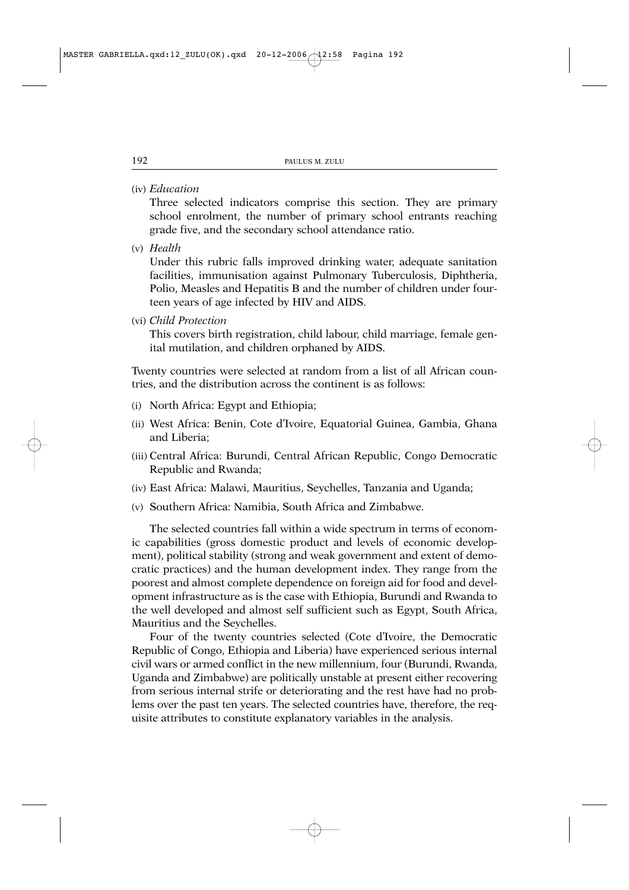(iv) *Education*

Three selected indicators comprise this section. They are primary school enrolment, the number of primary school entrants reaching grade five, and the secondary school attendance ratio.

(v) *Health*

Under this rubric falls improved drinking water, adequate sanitation facilities, immunisation against Pulmonary Tuberculosis, Diphtheria, Polio, Measles and Hepatitis B and the number of children under fourteen years of age infected by HIV and AIDS.

(vi) *Child Protection*

This covers birth registration, child labour, child marriage, female genital mutilation, and children orphaned by AIDS.

Twenty countries were selected at random from a list of all African countries, and the distribution across the continent is as follows:

(i) North Africa: Egypt and Ethiopia;

(ii) West Africa: Benin, Cote d'Ivoire, Equatorial Guinea, Gambia, Ghana and Liberia;

(iii) Central Africa: Burundi, Central African Republic, Congo Democratic Republic and Rwanda;

(iv) East Africa: Malawi, Mauritius, Seychelles, Tanzania and Uganda;

(v) Southern Africa: Namibia, South Africa and Zimbabwe.

The selected countries fall within a wide spectrum in terms of economic capabilities (gross domestic product and levels of economic development), political stability (strong and weak government and extent of democratic practices) and the human development index. They range from the poorest and almost complete dependence on foreign aid for food and development infrastructure as is the case with Ethiopia, Burundi and Rwanda to the well developed and almost self sufficient such as Egypt, South Africa, Mauritius and the Seychelles.

Four of the twenty countries selected (Cote d'Ivoire, the Democratic Republic of Congo, Ethiopia and Liberia) have experienced serious internal civil wars or armed conflict in the new millennium, four (Burundi, Rwanda, Uganda and Zimbabwe) are politically unstable at present either recovering from serious internal strife or deteriorating and the rest have had no problems over the past ten years. The selected countries have, therefore, the requisite attributes to constitute explanatory variables in the analysis.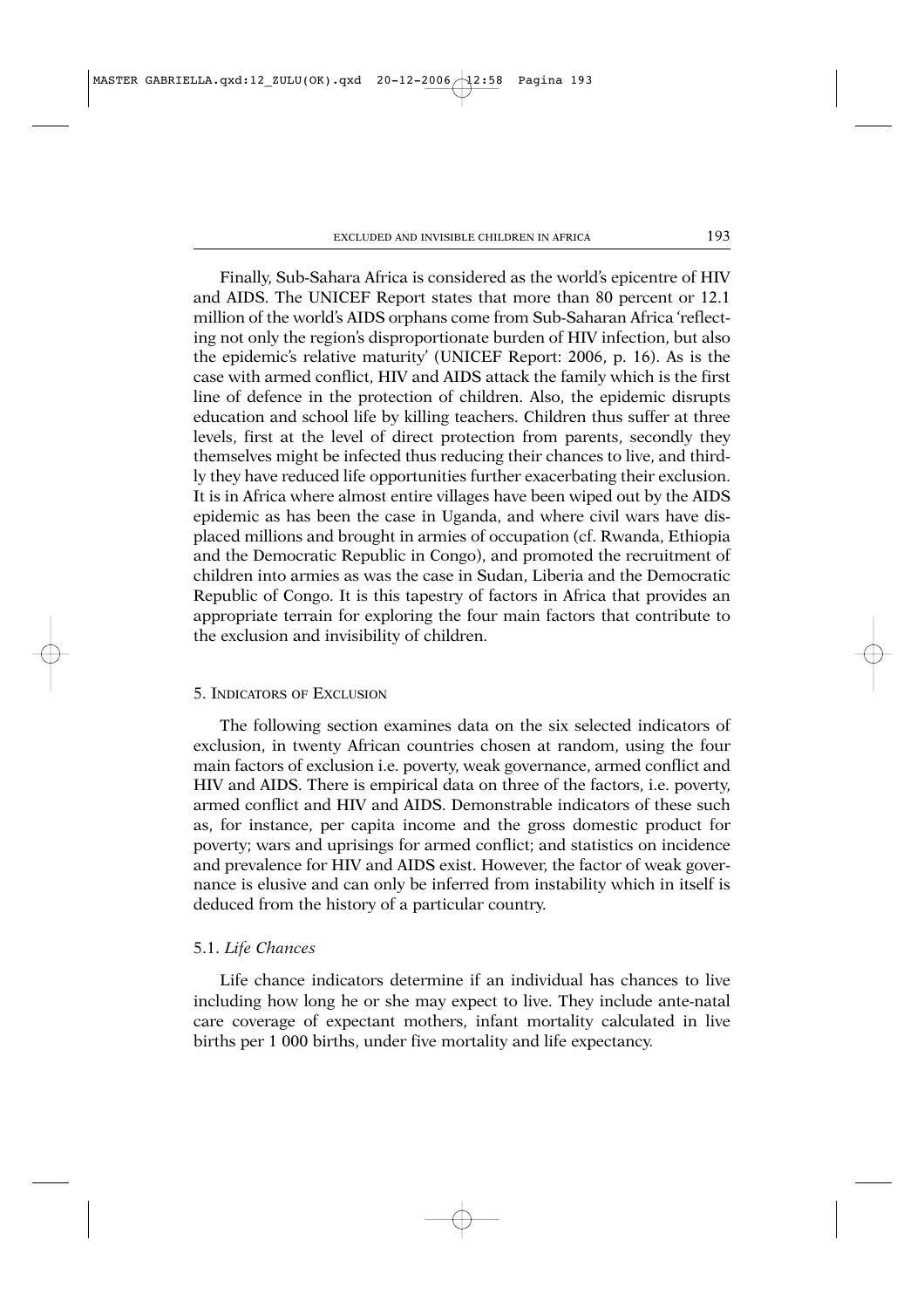Finally, Sub-Sahara Africa is considered as the world's epicentre of HIV and AIDS. The UNICEF Report states that more than 80 percent or 12.1 million of the world's AIDS orphans come from Sub-Saharan Africa 'reflecting not only the region's disproportionate burden of HIV infection, but also the epidemic's relative maturity' (UNICEF Report: 2006, p. 16). As is the case with armed conflict, HIV and AIDS attack the family which is the first line of defence in the protection of children. Also, the epidemic disrupts education and school life by killing teachers. Children thus suffer at three levels, first at the level of direct protection from parents, secondly they themselves might be infected thus reducing their chances to live, and thirdly they have reduced life opportunities further exacerbating their exclusion. It is in Africa where almost entire villages have been wiped out by the AIDS epidemic as has been the case in Uganda, and where civil wars have displaced millions and brought in armies of occupation (cf. Rwanda, Ethiopia and the Democratic Republic in Congo), and promoted the recruitment of children into armies as was the case in Sudan, Liberia and the Democratic Republic of Congo. It is this tapestry of factors in Africa that provides an appropriate terrain for exploring the four main factors that contribute to the exclusion and invisibility of children.

## 5. Indicators of Exclusion

The following section examines data on the six selected indicators of exclusion, in twenty African countries chosen at random, using the four main factors of exclusion i.e. poverty, weak governance, armed conflict and HIV and AIDS. There is empirical data on three of the factors, i.e. poverty, armed conflict and HIV and AIDS. Demonstrable indicators of these such as, for instance, per capita income and the gross domestic product for poverty; wars and uprisings for armed conflict; and statistics on incidence and prevalence for HIV and AIDS exist. However, the factor of weak governance is elusive and can only be inferred from instability which in itself is deduced from the history of a particular country.

### 5.1. *Life Chances*

Life chance indicators determine if an individual has chances to live including how long he or she may expect to live. They include ante-natal care coverage of expectant mothers, infant mortality calculated in live births per 1 000 births, under five mortality and life expectancy.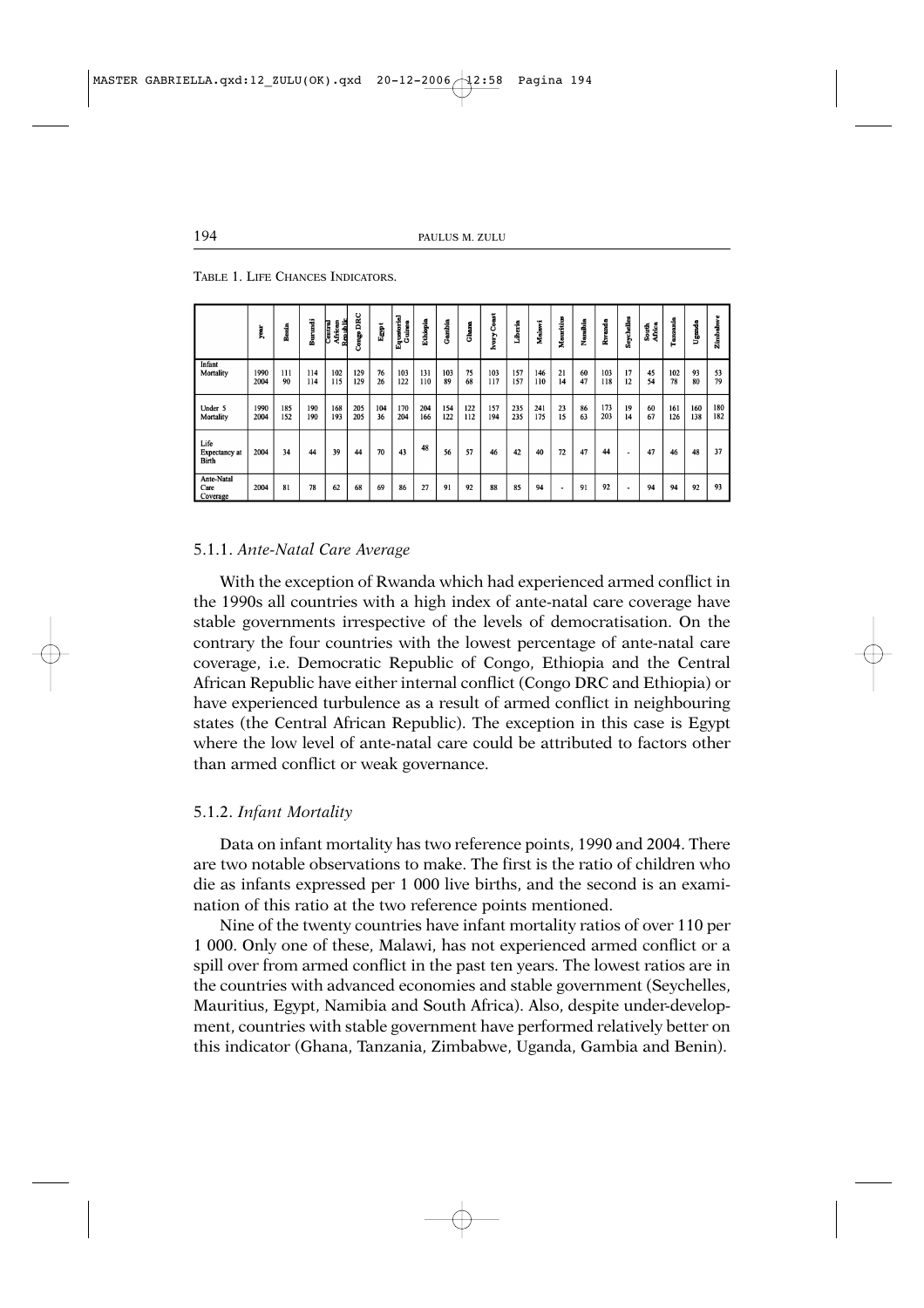TABLE 1. LIFE CHANCES INDICATORS.

| | year | Benin | Burundi | Central African Republic | Congo DRC | Egypt | Equatorial Guinea | Ethiopia | Gambia | Ghana | Ivory Coast | Liberia | Malawi | Mauritius | Namibia | Rwanda | Seychelles | South Africa | Tanzania | Uganda | Zimbabwe |
|---|---|---|---|---|---|---|---|---|---|---|---|---|---|---|---|---|---|---|---|---|---|
| Infant Mortality | 1990<br>2004 | 111<br>90 | 114<br>114 | 102<br>115 | 129<br>129 | 76<br>26 | 103<br>122 | 131<br>110 | 103<br>89 | 75<br>68 | 103<br>117 | 157<br>157 | 146<br>110 | 21<br>14 | 60<br>47 | 103<br>118 | 17<br>12 | 45<br>54 | 102<br>78 | 93<br>80 | 53<br>79 |
| Under 5 Mortality | 1990<br>2004 | 185<br>152 | 190<br>190 | 168<br>193 | 205<br>205 | 104<br>36 | 170<br>204 | 204<br>166 | 154<br>122 | 122<br>112 | 157<br>194 | 235<br>235 | 241<br>175 | 23<br>15 | 86<br>63 | 173<br>203 | 19<br>14 | 60<br>67 | 161<br>126 | 160<br>138 | 180<br>182 |
| Life Expectancy at Birth | 2004 | 34 | 44 | 39 | 44 | 70 | 43 | 48 | 56 | 57 | 46 | 42 | 40 | 72 | 47 | 44 | - | 47 | 46 | 48 | 37 |
| Ante-Natal Care Coverage | 2004 | 81 | 78 | 62 | 68 | 69 | 86 | 27 | 91 | 92 | 88 | 85 | 94 | - | 91 | 92 | - | 94 | 94 | 92 | 93 |

### 5.1.1. *Ante-Natal Care Average*

With the exception of Rwanda which had experienced armed conflict in the 1990s all countries with a high index of ante-natal care coverage have stable governments irrespective of the levels of democratisation. On the contrary the four countries with the lowest percentage of ante-natal care coverage, i.e. Democratic Republic of Congo, Ethiopia and the Central African Republic have either internal conflict (Congo DRC and Ethiopia) or have experienced turbulence as a result of armed conflict in neighbouring states (the Central African Republic). The exception in this case is Egypt where the low level of ante-natal care could be attributed to factors other than armed conflict or weak governance.

### 5.1.2. *Infant Mortality*

Data on infant mortality has two reference points, 1990 and 2004. There are two notable observations to make. The first is the ratio of children who die as infants expressed per 1 000 live births, and the second is an examination of this ratio at the two reference points mentioned.

Nine of the twenty countries have infant mortality ratios of over 110 per 1 000. Only one of these, Malawi, has not experienced armed conflict or a spill over from armed conflict in the past ten years. The lowest ratios are in the countries with advanced economies and stable government (Seychelles, Mauritius, Egypt, Namibia and South Africa). Also, despite under-development, countries with stable government have performed relatively better on this indicator (Ghana, Tanzania, Zimbabwe, Uganda, Gambia and Benin).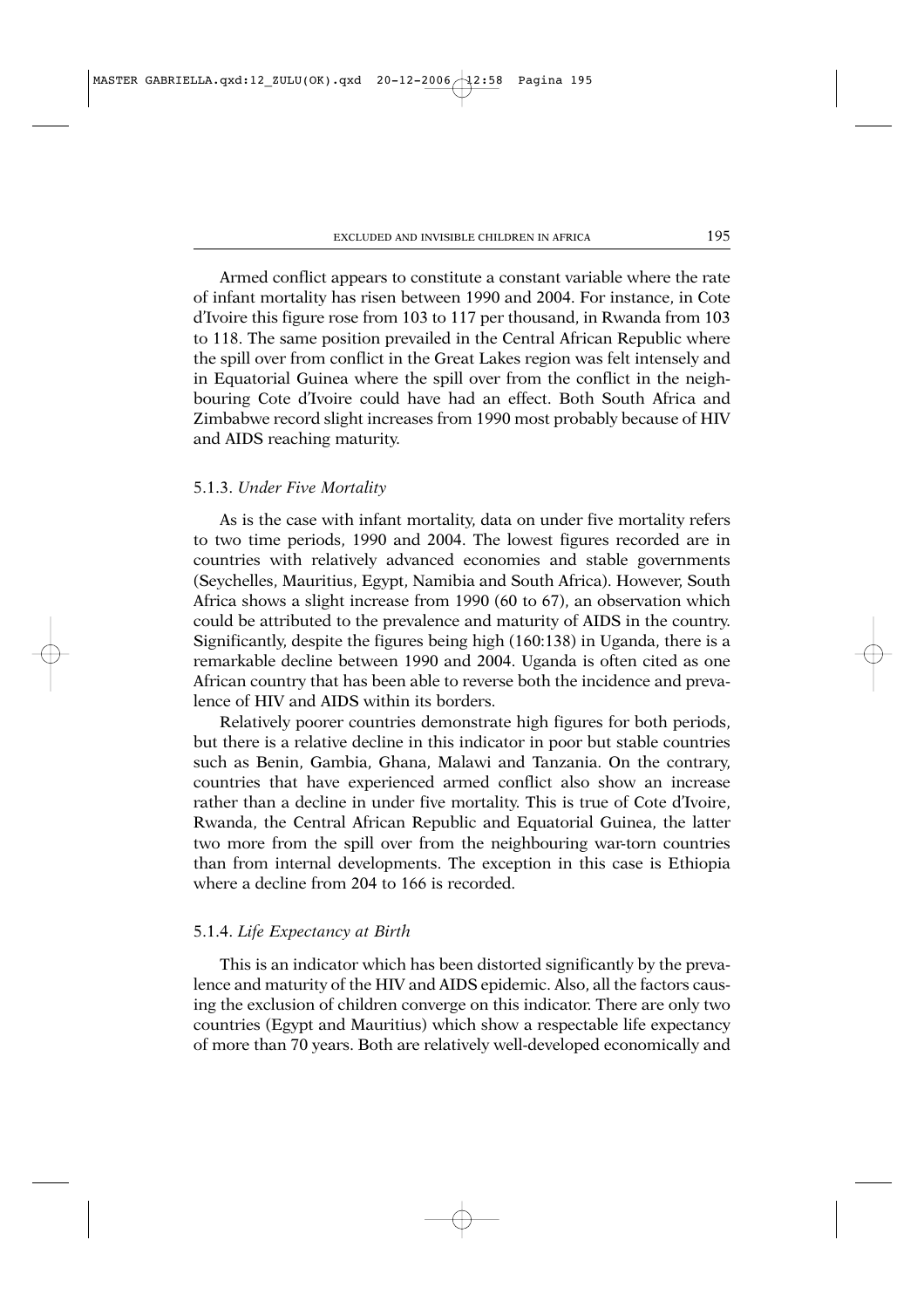Armed conflict appears to constitute a constant variable where the rate of infant mortality has risen between 1990 and 2004. For instance, in Cote d'Ivoire this figure rose from 103 to 117 per thousand, in Rwanda from 103 to 118. The same position prevailed in the Central African Republic where the spill over from conflict in the Great Lakes region was felt intensely and in Equatorial Guinea where the spill over from the conflict in the neighbouring Cote d'Ivoire could have had an effect. Both South Africa and Zimbabwe record slight increases from 1990 most probably because of HIV and AIDS reaching maturity.

### 5.1.3. *Under Five Mortality*

As is the case with infant mortality, data on under five mortality refers to two time periods, 1990 and 2004. The lowest figures recorded are in countries with relatively advanced economies and stable governments (Seychelles, Mauritius, Egypt, Namibia and South Africa). However, South Africa shows a slight increase from 1990 (60 to 67), an observation which could be attributed to the prevalence and maturity of AIDS in the country. Significantly, despite the figures being high (160:138) in Uganda, there is a remarkable decline between 1990 and 2004. Uganda is often cited as one African country that has been able to reverse both the incidence and prevalence of HIV and AIDS within its borders.

Relatively poorer countries demonstrate high figures for both periods, but there is a relative decline in this indicator in poor but stable countries such as Benin, Gambia, Ghana, Malawi and Tanzania. On the contrary, countries that have experienced armed conflict also show an increase rather than a decline in under five mortality. This is true of Cote d'Ivoire, Rwanda, the Central African Republic and Equatorial Guinea, the latter two more from the spill over from the neighbouring war-torn countries than from internal developments. The exception in this case is Ethiopia where a decline from 204 to 166 is recorded.

### 5.1.4. *Life Expectancy at Birth*

This is an indicator which has been distorted significantly by the prevalence and maturity of the HIV and AIDS epidemic. Also, all the factors causing the exclusion of children converge on this indicator. There are only two countries (Egypt and Mauritius) which show a respectable life expectancy of more than 70 years. Both are relatively well-developed economically and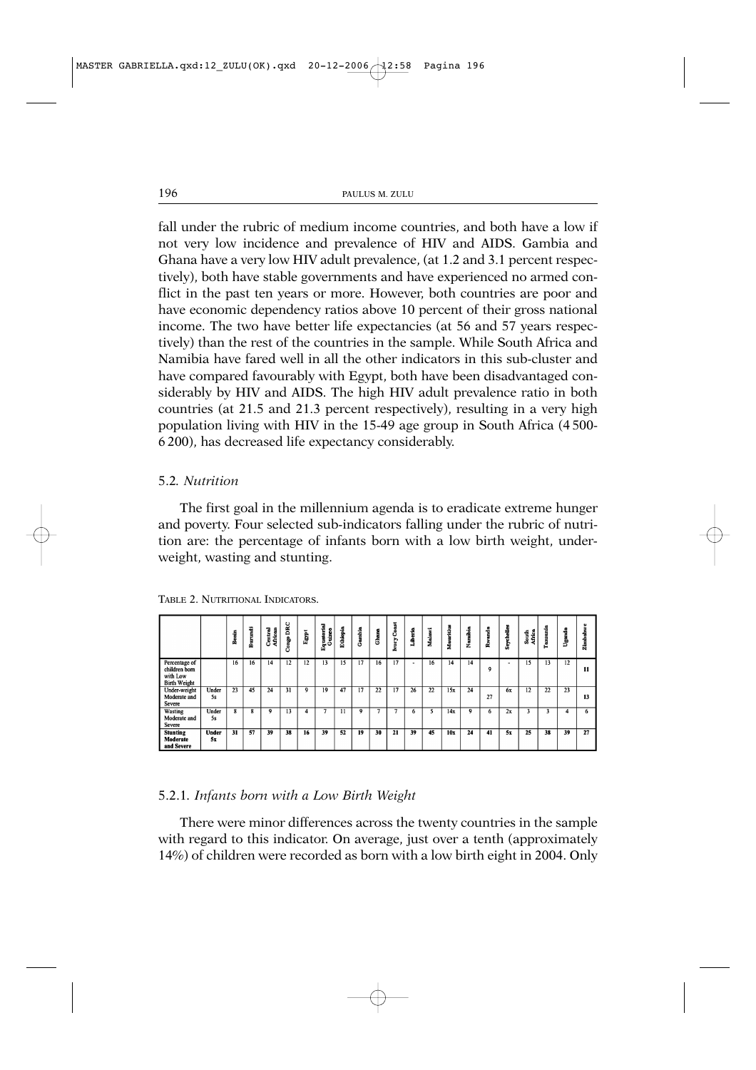fall under the rubric of medium income countries, and both have a low if not very low incidence and prevalence of HIV and AIDS. Gambia and Ghana have a very low HIV adult prevalence, (at 1.2 and 3.1 percent respectively), both have stable governments and have experienced no armed conflict in the past ten years or more. However, both countries are poor and have economic dependency ratios above 10 percent of their gross national income. The two have better life expectancies (at 56 and 57 years respectively) than the rest of the countries in the sample. While South Africa and Namibia have fared well in all the other indicators in this sub-cluster and have compared favourably with Egypt, both have been disadvantaged considerably by HIV and AIDS. The high HIV adult prevalence ratio in both countries (at 21.5 and 21.3 percent respectively), resulting in a very high population living with HIV in the 15-49 age group in South Africa (4 500-6 200), has decreased life expectancy considerably.

### 5.2. *Nutrition*

The first goal in the millennium agenda is to eradicate extreme hunger and poverty. Four selected sub-indicators falling under the rubric of nutrition are: the percentage of infants born with a low birth weight, underweight, wasting and stunting.

TABLE 2. NUTRITIONAL INDICATORS.

| | | Benin | Burundi | Central African | Congo DRC | Egypt | Equatorial Guinea | Ethiopia | Gambia | Ghana | Ivory Coast | Liberia | Malawi | Mauritius | Namibia | Rwanda | Seychelles | South Africa | Tanzania | Uganda | Zimbabwe |
|---|---|---|---|---|---|---|---|---|---|---|---|---|---|---|---|---|---|---|---|---|---|
| Percentage of children born with Low Birth Weight | | 16 | 16 | 14 | 12 | 12 | 13 | 15 | 17 | 16 | 17 | - | 16 | 14 | 14 | 9 | - | 15 | 13 | 12 | 11 |
| Under-weight Moderate and Severe | Under 5s | 23 | 45 | 24 | 31 | 9 | 19 | 47 | 17 | 22 | 17 | 26 | 22 | 15x | 24 | 27 | 6x | 12 | 22 | 23 | 13 |
| Wasting Moderate and Severe | Under 5s | 8 | 8 | 9 | 13 | 4 | 7 | 11 | 9 | 7 | 7 | 6 | 5 | 14x | 9 | 6 | 2x | 3 | 3 | 4 | 6 |
| **Stunting Moderate and Severe** | **Under 5x** | **31** | **57** | **39** | **38** | **16** | **39** | **52** | **19** | **30** | **21** | **39** | **45** | **10x** | **24** | **41** | **5x** | **25** | **38** | **39** | **27** |

#### 5.2.1. *Infants born with a Low Birth Weight*

There were minor differences across the twenty countries in the sample with regard to this indicator. On average, just over a tenth (approximately 14%) of children were recorded as born with a low birth eight in 2004. Only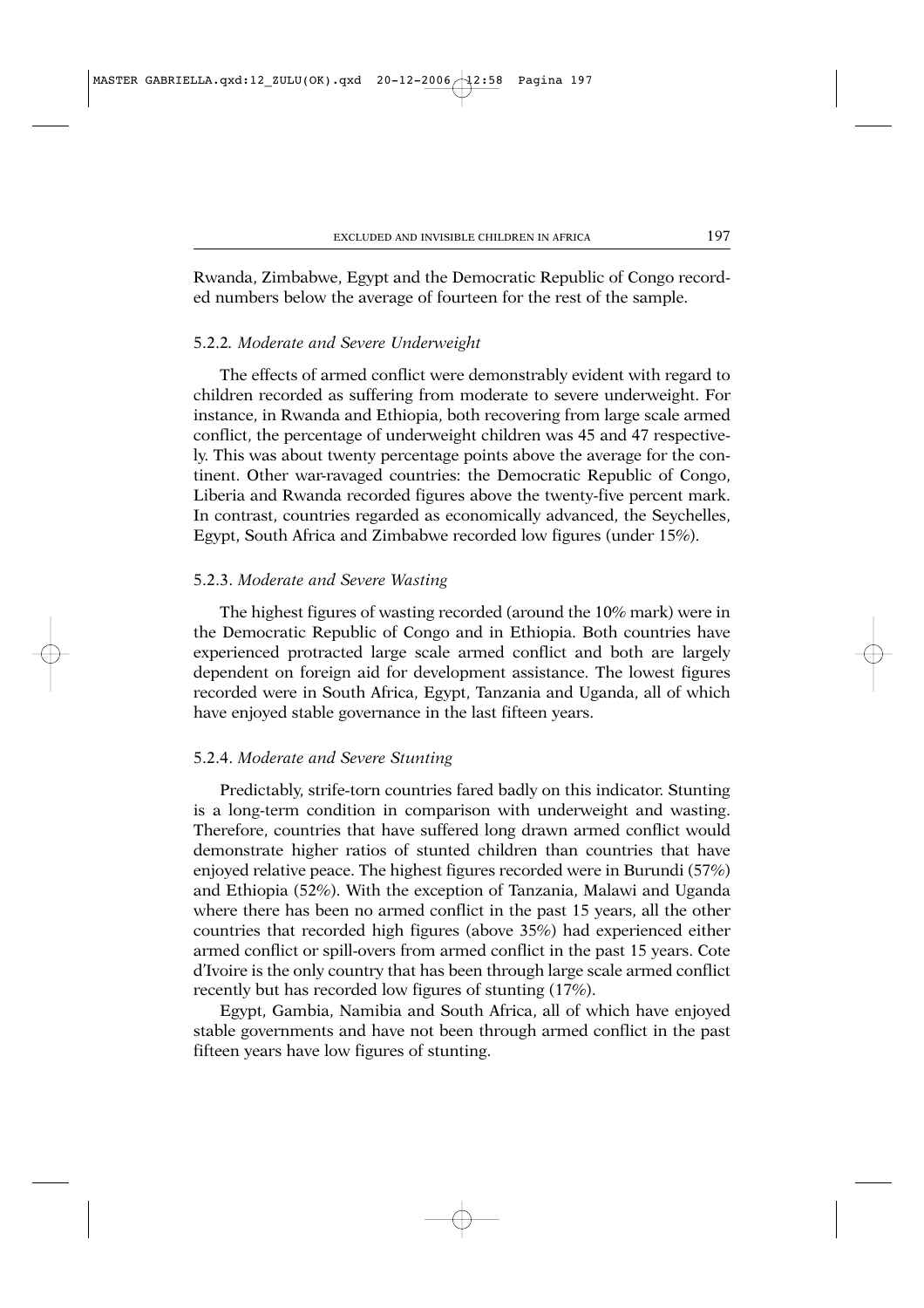Rwanda, Zimbabwe, Egypt and the Democratic Republic of Congo recorded numbers below the average of fourteen for the rest of the sample.

#### 5.2.2. *Moderate and Severe Underweight*

The effects of armed conflict were demonstrably evident with regard to children recorded as suffering from moderate to severe underweight. For instance, in Rwanda and Ethiopia, both recovering from large scale armed conflict, the percentage of underweight children was 45 and 47 respectively. This was about twenty percentage points above the average for the continent. Other war-ravaged countries: the Democratic Republic of Congo, Liberia and Rwanda recorded figures above the twenty-five percent mark. In contrast, countries regarded as economically advanced, the Seychelles, Egypt, South Africa and Zimbabwe recorded low figures (under 15%).

#### 5.2.3. *Moderate and Severe Wasting*

The highest figures of wasting recorded (around the 10% mark) were in the Democratic Republic of Congo and in Ethiopia. Both countries have experienced protracted large scale armed conflict and both are largely dependent on foreign aid for development assistance. The lowest figures recorded were in South Africa, Egypt, Tanzania and Uganda, all of which have enjoyed stable governance in the last fifteen years.

#### 5.2.4. *Moderate and Severe Stunting*

Predictably, strife-torn countries fared badly on this indicator. Stunting is a long-term condition in comparison with underweight and wasting. Therefore, countries that have suffered long drawn armed conflict would demonstrate higher ratios of stunted children than countries that have enjoyed relative peace. The highest figures recorded were in Burundi (57%) and Ethiopia (52%). With the exception of Tanzania, Malawi and Uganda where there has been no armed conflict in the past 15 years, all the other countries that recorded high figures (above 35%) had experienced either armed conflict or spill-overs from armed conflict in the past 15 years. Cote d'Ivoire is the only country that has been through large scale armed conflict recently but has recorded low figures of stunting (17%).

Egypt, Gambia, Namibia and South Africa, all of which have enjoyed stable governments and have not been through armed conflict in the past fifteen years have low figures of stunting.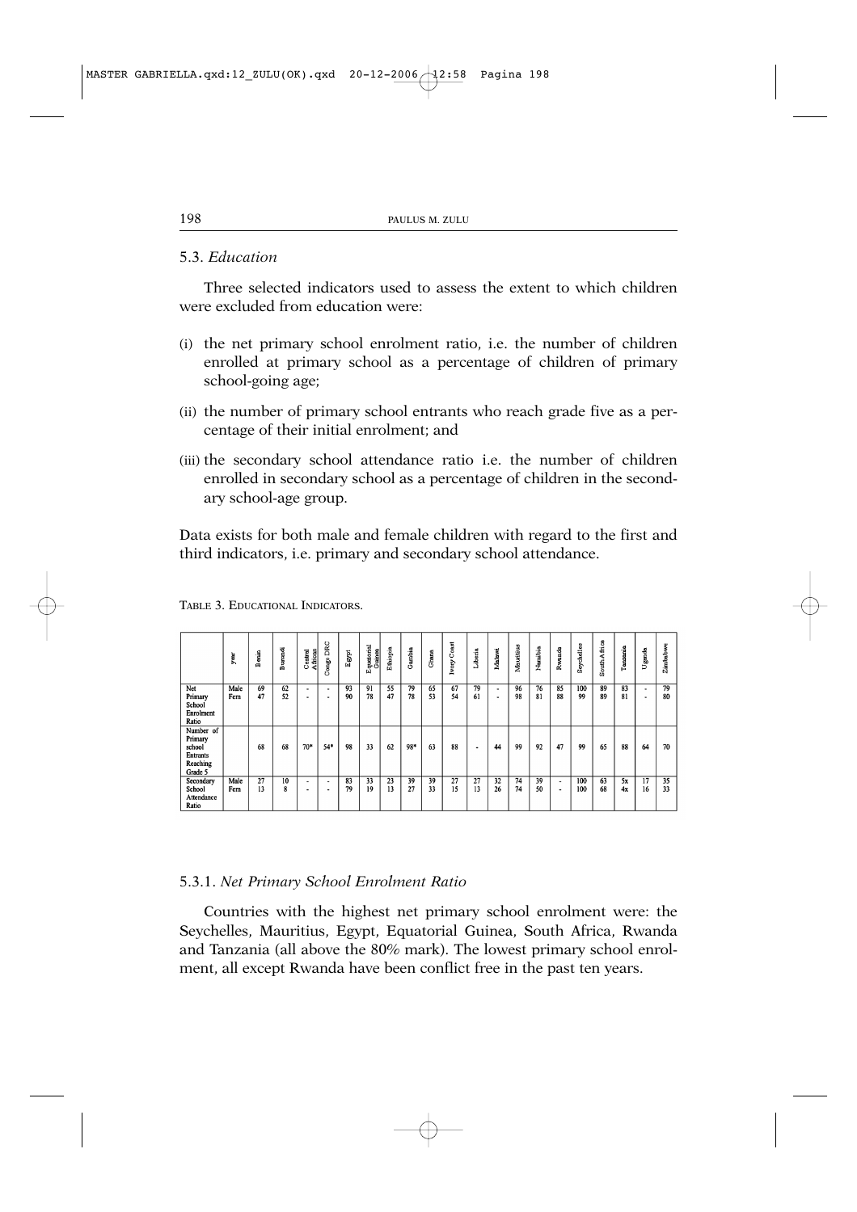### 5.3. *Education*

Three selected indicators used to assess the extent to which children were excluded from education were:

(i) the net primary school enrolment ratio, i.e. the number of children enrolled at primary school as a percentage of children of primary school-going age;

(ii) the number of primary school entrants who reach grade five as a percentage of their initial enrolment; and

(iii) the secondary school attendance ratio i.e. the number of children enrolled in secondary school as a percentage of children in the secondary school-age group.

Data exists for both male and female children with regard to the first and third indicators, i.e. primary and secondary school attendance.

TABLE 3. EDUCATIONAL INDICATORS.

| | year | Benin | Burundi | Central African | Congo DRC | Egypt | Equatorial Guinea | Ethiopia | Gambia | Ghana | Ivory Coast | Liberia | Malawi | Mauritius | Namibia | Rwanda | Seychelles | South Africa | Tanzania | Uganda | Zimbabwe |
|---|---|---|---|---|---|---|---|---|---|---|---|---|---|---|---|---|---|---|---|---|---|
| Net Primary School Enrolment Ratio | Male | 69 | 62 | - | - | 93 | 91 | 55 | 79 | 65 | 67 | 79 | - | 96 | 76 | 85 | 100 | 89 | 83 | - | 79 |
| | Fem | 47 | 52 | - | - | 90 | 78 | 47 | 78 | 53 | 54 | 61 | - | 98 | 81 | 88 | 99 | 89 | 81 | - | 80 |
| Number of Primary school Entrants Reaching Grade 5 | | 68 | 68 | 70* | 54* | 98 | 33 | 62 | 98* | 63 | 88 | - | 44 | 99 | 92 | 47 | 99 | 65 | 88 | 64 | 70 |
| Secondary School Attendance Ratio | Male | 27 | 10 | - | - | 83 | 33 | 23 | 39 | 39 | 27 | 27 | 32 | 74 | 39 | - | 100 | 63 | 5x | 17 | 35 |
| | Fem | 13 | 8 | - | - | 79 | 19 | 13 | 27 | 33 | 15 | 13 | 26 | 74 | 50 | - | 100 | 68 | 4x | 16 | 33 |

#### 5.3.1. *Net Primary School Enrolment Ratio*

Countries with the highest net primary school enrolment were: the Seychelles, Mauritius, Egypt, Equatorial Guinea, South Africa, Rwanda and Tanzania (all above the 80% mark). The lowest primary school enrolment, all except Rwanda have been conflict free in the past ten years.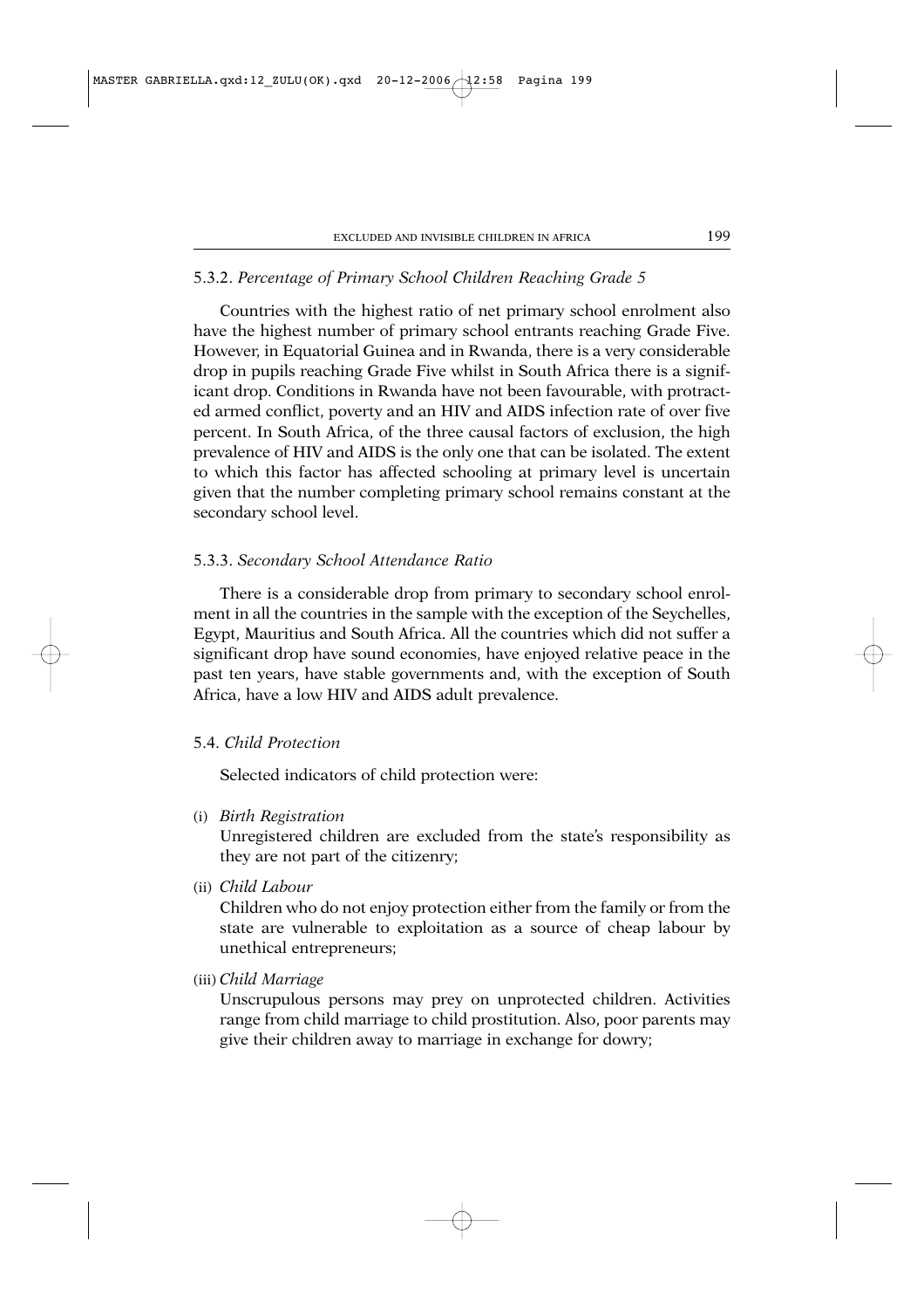### 5.3.2. *Percentage of Primary School Children Reaching Grade 5*

Countries with the highest ratio of net primary school enrolment also have the highest number of primary school entrants reaching Grade Five. However, in Equatorial Guinea and in Rwanda, there is a very considerable drop in pupils reaching Grade Five whilst in South Africa there is a significant drop. Conditions in Rwanda have not been favourable, with protracted armed conflict, poverty and an HIV and AIDS infection rate of over five percent. In South Africa, of the three causal factors of exclusion, the high prevalence of HIV and AIDS is the only one that can be isolated. The extent to which this factor has affected schooling at primary level is uncertain given that the number completing primary school remains constant at the secondary school level.

### 5.3.3. *Secondary School Attendance Ratio*

There is a considerable drop from primary to secondary school enrolment in all the countries in the sample with the exception of the Seychelles, Egypt, Mauritius and South Africa. All the countries which did not suffer a significant drop have sound economies, have enjoyed relative peace in the past ten years, have stable governments and, with the exception of South Africa, have a low HIV and AIDS adult prevalence.

## 5.4. *Child Protection*

Selected indicators of child protection were:

(i) *Birth Registration*
Unregistered children are excluded from the state's responsibility as they are not part of the citizenry;

(ii) *Child Labour*
Children who do not enjoy protection either from the family or from the state are vulnerable to exploitation as a source of cheap labour by unethical entrepreneurs;

(iii) *Child Marriage*
Unscrupulous persons may prey on unprotected children. Activities range from child marriage to child prostitution. Also, poor parents may give their children away to marriage in exchange for dowry;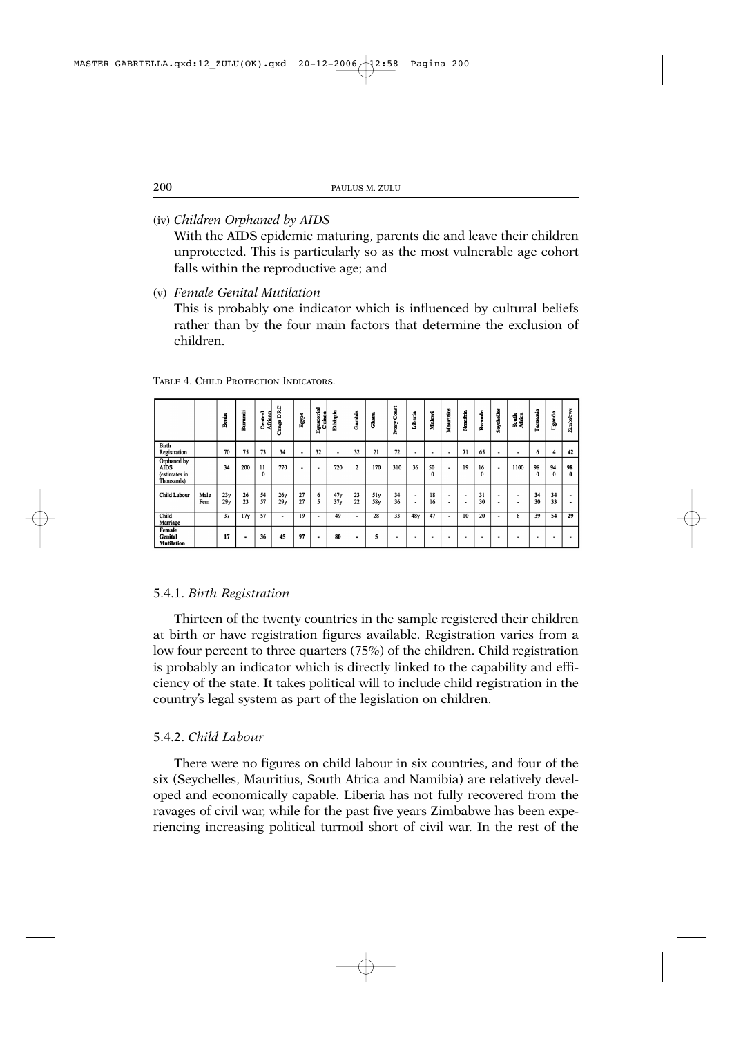(iv) *Children Orphaned by AIDS*

With the AIDS epidemic maturing, parents die and leave their children unprotected. This is particularly so as the most vulnerable age cohort falls within the reproductive age; and

(v) *Female Genital Mutilation*

This is probably one indicator which is influenced by cultural beliefs rather than by the four main factors that determine the exclusion of children.

TABLE 4. CHILD PROTECTION INDICATORS.

| | | Benin | Burundi | Central African | Congo DRC | Egypt | Equatorial Guinea | Ethiopia | Gambia | Ghana | Ivory Coast | Liberia | Malawi | Mauritius | Namibia | Rwanda | Seychelles | South Africa | Tanzania | Uganda | Zimbabwe |
|---|---|---|---|---|---|---|---|---|---|---|---|---|---|---|---|---|---|---|---|---|---|
| **Birth Registration** | | 70 | 75 | 73 | 34 | - | 32 | - | 32 | 21 | 72 | - | - | - | 71 | 65 | - | - | 6 | 4 | 42 |
| **Orphaned by AIDS (estimates in Thousands)** | | 34 | 200 | 110 | 770 | - | - | 720 | 2 | 170 | 310 | 36 | 500 | - | 19 | 160 | - | 1100 | 980 | 940 | 980 |
| **Child Labour** | Male | 23y | 26 | 54 | 26y | 27 | 6 | 47y | 23 | 51y | 34 | - | 18 | - | - | 31 | - | - | 34 | 34 | - |
| | Fem | 29y | 23 | 57 | 29y | 27 | 5 | 37y | 22 | 58y | 36 | - | 16 | - | - | 30 | - | - | 30 | 33 | - |
| **Child Marriage** | | 37 | 17y | 57 | - | 19 | - | 49 | - | 28 | 33 | 48y | 47 | - | 10 | 20 | - | 8 | 39 | 54 | 29 |
| **Female Genital Mutilation** | | 17 | - | 36 | 45 | 97 | - | 80 | - | 5 | - | - | - | - | - | - | - | - | - | - | - |

### 5.4.1. *Birth Registration*

Thirteen of the twenty countries in the sample registered their children at birth or have registration figures available. Registration varies from a low four percent to three quarters (75%) of the children. Child registration is probably an indicator which is directly linked to the capability and efficiency of the state. It takes political will to include child registration in the country's legal system as part of the legislation on children.

### 5.4.2. *Child Labour*

There were no figures on child labour in six countries, and four of the six (Seychelles, Mauritius, South Africa and Namibia) are relatively developed and economically capable. Liberia has not fully recovered from the ravages of civil war, while for the past five years Zimbabwe has been experiencing increasing political turmoil short of civil war. In the rest of the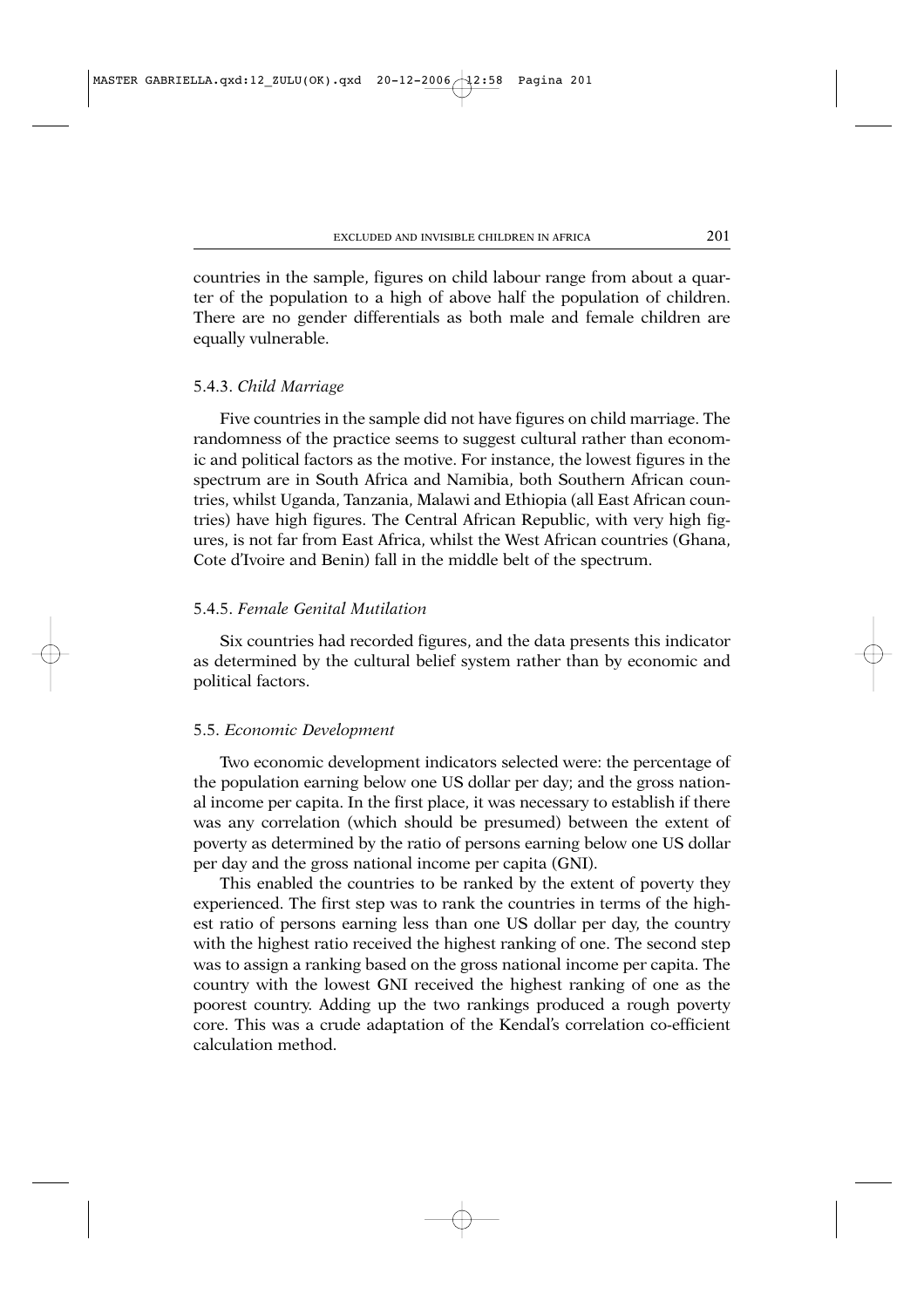countries in the sample, figures on child labour range from about a quarter of the population to a high of above half the population of children. There are no gender differentials as both male and female children are equally vulnerable.

### 5.4.3. *Child Marriage*

Five countries in the sample did not have figures on child marriage. The randomness of the practice seems to suggest cultural rather than economic and political factors as the motive. For instance, the lowest figures in the spectrum are in South Africa and Namibia, both Southern African countries, whilst Uganda, Tanzania, Malawi and Ethiopia (all East African countries) have high figures. The Central African Republic, with very high figures, is not far from East Africa, whilst the West African countries (Ghana, Cote d'Ivoire and Benin) fall in the middle belt of the spectrum.

### 5.4.5. *Female Genital Mutilation*

Six countries had recorded figures, and the data presents this indicator as determined by the cultural belief system rather than by economic and political factors.

## 5.5. *Economic Development*

Two economic development indicators selected were: the percentage of the population earning below one US dollar per day; and the gross national income per capita. In the first place, it was necessary to establish if there was any correlation (which should be presumed) between the extent of poverty as determined by the ratio of persons earning below one US dollar per day and the gross national income per capita (GNI).

This enabled the countries to be ranked by the extent of poverty they experienced. The first step was to rank the countries in terms of the highest ratio of persons earning less than one US dollar per day, the country with the highest ratio received the highest ranking of one. The second step was to assign a ranking based on the gross national income per capita. The country with the lowest GNI received the highest ranking of one as the poorest country. Adding up the two rankings produced a rough poverty core. This was a crude adaptation of the Kendal's correlation co-efficient calculation method.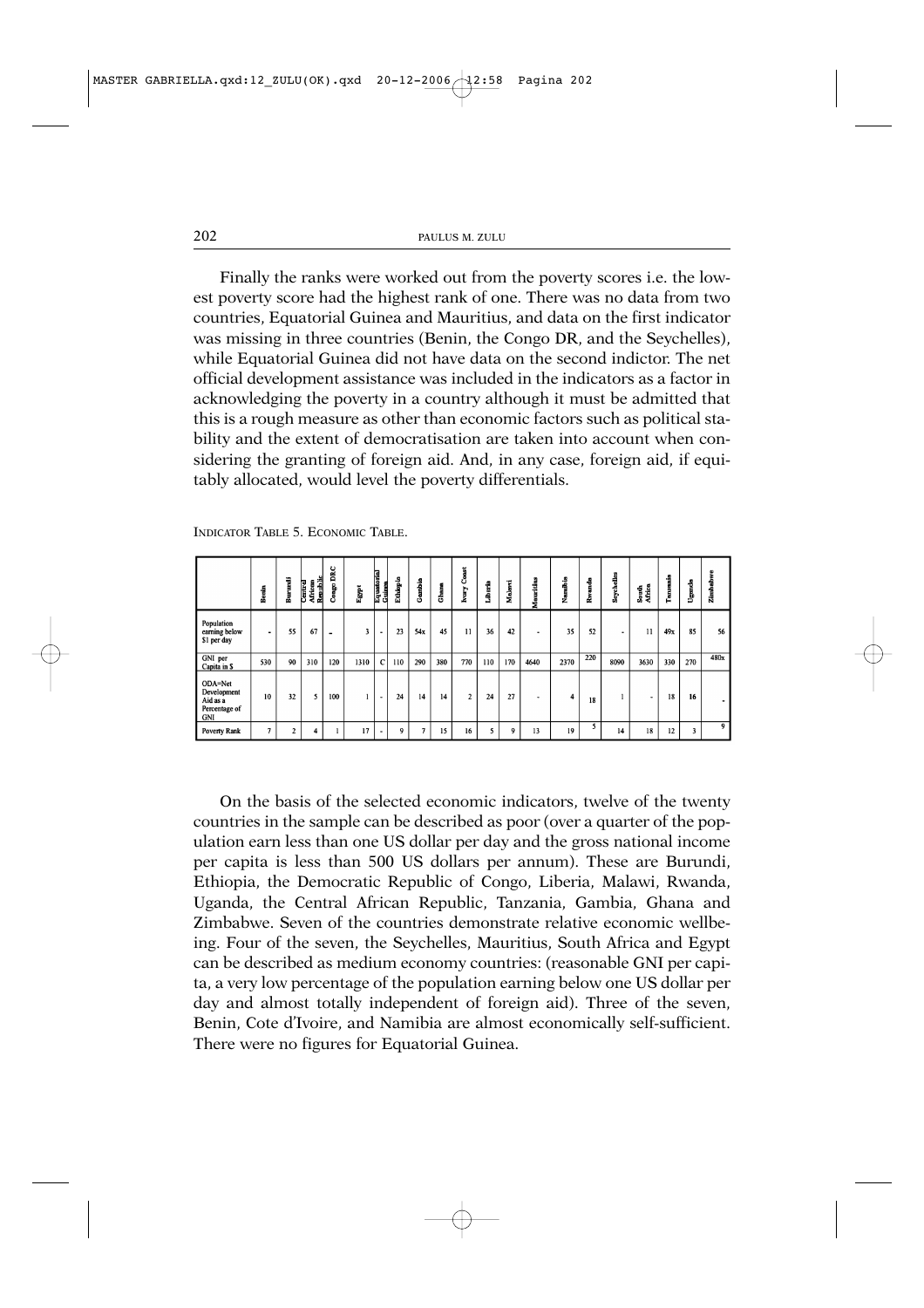Finally the ranks were worked out from the poverty scores i.e. the lowest poverty score had the highest rank of one. There was no data from two countries, Equatorial Guinea and Mauritius, and data on the first indicator was missing in three countries (Benin, the Congo DR, and the Seychelles), while Equatorial Guinea did not have data on the second indictor. The net official development assistance was included in the indicators as a factor in acknowledging the poverty in a country although it must be admitted that this is a rough measure as other than economic factors such as political stability and the extent of democratisation are taken into account when considering the granting of foreign aid. And, in any case, foreign aid, if equitably allocated, would level the poverty differentials.

INDICATOR TABLE 5. ECONOMIC TABLE.

| | Benin | Burundi | Central African Republic | Congo DRC | Egypt | Equatorial Guinea | Ethiopia | Gambia | Ghana | Ivory Coast | Liberia | Malawi | Mauritius | Namibia | Rwanda | Seychelles | South Africa | Tanzania | Uganda | Zimbabwe |
|---|---|---|---|---|---|---|---|---|---|---|---|---|---|---|---|---|---|---|---|---|
| Population earning below $1 per day | - | 55 | 67 | - | 3 | - | 23 | 54x | 45 | 11 | 36 | 42 | - | 35 | 52 | - | 11 | 49x | 85 | 56 |
| GNI per Capita in $ | 530 | 90 | 310 | 120 | 1310 | C | 110 | 290 | 380 | 770 | 110 | 170 | 4640 | 2370 | 220 | 8090 | 3630 | 330 | 270 | 480x |
| ODA=Net Development Aid as a Percentage of GNI | 10 | 32 | 5 | 100 | 1 | - | 24 | 14 | 14 | 2 | 24 | 27 | - | 4 | 18 | 1 | - | 18 | 16 | - |
| Poverty Rank | 7 | 2 | 4 | 1 | 17 | - | 9 | 7 | 15 | 16 | 5 | 9 | 13 | 19 | 5 | 14 | 18 | 12 | 3 | 9 |

On the basis of the selected economic indicators, twelve of the twenty countries in the sample can be described as poor (over a quarter of the population earn less than one US dollar per day and the gross national income per capita is less than 500 US dollars per annum). These are Burundi, Ethiopia, the Democratic Republic of Congo, Liberia, Malawi, Rwanda, Uganda, the Central African Republic, Tanzania, Gambia, Ghana and Zimbabwe. Seven of the countries demonstrate relative economic wellbeing. Four of the seven, the Seychelles, Mauritius, South Africa and Egypt can be described as medium economy countries: (reasonable GNI per capita, a very low percentage of the population earning below one US dollar per day and almost totally independent of foreign aid). Three of the seven, Benin, Cote d'Ivoire, and Namibia are almost economically self-sufficient. There were no figures for Equatorial Guinea.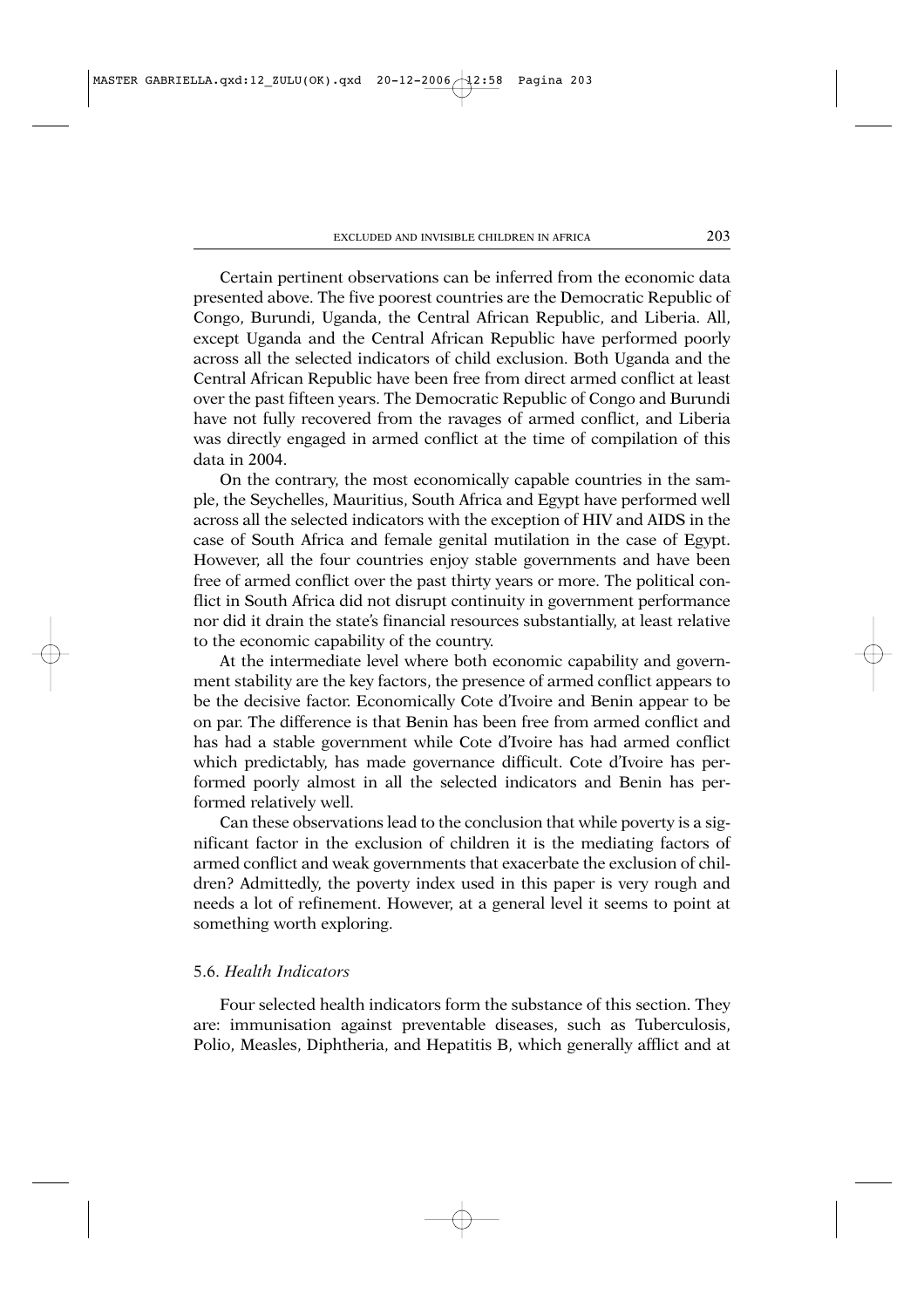Certain pertinent observations can be inferred from the economic data presented above. The five poorest countries are the Democratic Republic of Congo, Burundi, Uganda, the Central African Republic, and Liberia. All, except Uganda and the Central African Republic have performed poorly across all the selected indicators of child exclusion. Both Uganda and the Central African Republic have been free from direct armed conflict at least over the past fifteen years. The Democratic Republic of Congo and Burundi have not fully recovered from the ravages of armed conflict, and Liberia was directly engaged in armed conflict at the time of compilation of this data in 2004.

On the contrary, the most economically capable countries in the sample, the Seychelles, Mauritius, South Africa and Egypt have performed well across all the selected indicators with the exception of HIV and AIDS in the case of South Africa and female genital mutilation in the case of Egypt. However, all the four countries enjoy stable governments and have been free of armed conflict over the past thirty years or more. The political conflict in South Africa did not disrupt continuity in government performance nor did it drain the state's financial resources substantially, at least relative to the economic capability of the country.

At the intermediate level where both economic capability and government stability are the key factors, the presence of armed conflict appears to be the decisive factor. Economically Cote d'Ivoire and Benin appear to be on par. The difference is that Benin has been free from armed conflict and has had a stable government while Cote d'Ivoire has had armed conflict which predictably, has made governance difficult. Cote d'Ivoire has performed poorly almost in all the selected indicators and Benin has performed relatively well.

Can these observations lead to the conclusion that while poverty is a significant factor in the exclusion of children it is the mediating factors of armed conflict and weak governments that exacerbate the exclusion of children? Admittedly, the poverty index used in this paper is very rough and needs a lot of refinement. However, at a general level it seems to point at something worth exploring.

### 5.6. *Health Indicators*

Four selected health indicators form the substance of this section. They are: immunisation against preventable diseases, such as Tuberculosis, Polio, Measles, Diphtheria, and Hepatitis B, which generally afflict and at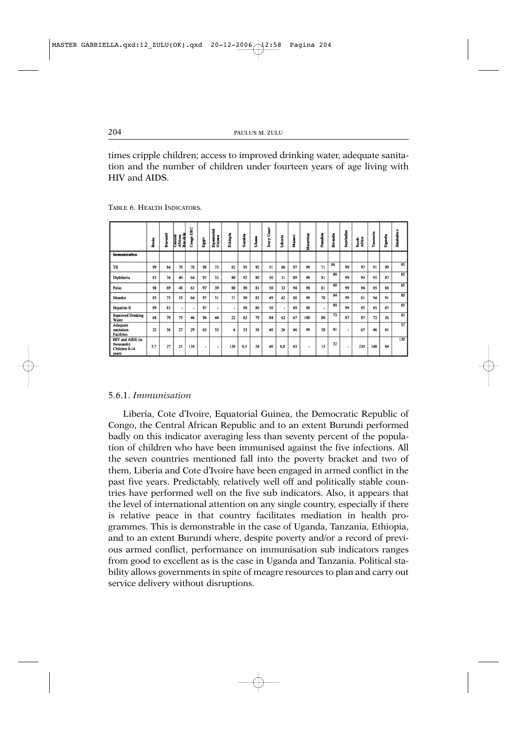times cripple children; access to improved drinking water, adequate sanitation and the number of children under fourteen years of age living with HIV and AIDS.

TABLE 6. HEALTH INDICATORS.

| | Benin | Burundi | Central African Republic | Congo DRC | Egypt | Equatorial Guinea | Ethiopia | Gambia | Ghana | Ivory Coast | Liberia | Malawi | Mauritius | Namibia | Rwanda | Seychelles | South Africa | Tanzania | Uganda | Zimbabwe |
|---|---|---|---|---|---|---|---|---|---|---|---|---|---|---|---|---|---|---|---|---|
| **Immunization** | | | | | | | | | | | | | | | | | | | | |
| TB | 99 | 84 | 70 | 78 | 98 | 73 | 82 | 95 | 92 | 51 | 60 | 97 | 99 | 71 | 86 | 99 | 97 | 91 | 99 | 95 |
| Diphtheria | 83 | 74 | 40 | 64 | 97 | 33 | 80 | 92 | 80 | 50 | 31 | 89 | 98 | 81 | 89 | 99 | 93 | 95 | 87 | 85 |
| Polio | 98 | 69 | 40 | 63 | 97 | 39 | 80 | 90 | 81 | 50 | 33 | 94 | 98 | 81 | 89 | 99 | 94 | 95 | 86 | 85 |
| Measles | 85 | 75 | 35 | 64 | 97 | 51 | 71 | 90 | 83 | 49 | 42 | 80 | 98 | 70 | 84 | 99 | 81 | 94 | 91 | 80 |
| Hepatitis B | 89 | 83 | - | - | 97 | - | - | 90 | 80 | 50 | - | 89 | 98 | - | 89 | 99 | 92 | 85 | 87 | 85 |
| Improved Drinking Water | 68 | 79 | 75 | 46 | 94 | 44 | 22 | 82 | 79 | 84 | 62 | 67 | 100 | 80 | 73 | 87 | 87 | 73 | 56 | 83 |
| Adequate sanitation Facilities | 32 | 36 | 27 | 29 | 63 | 53 | 6 | 53 | 58 | 40 | 26 | 46 | 99 | 30 | 41 | - | 67 | 46 | 41 | 57 |
| HIV and AIDS (in thousands) Children 0-14 years | 5,7 | 27 | 21 | 110 | - | - | 120 | 0,5 | 24 | 40 | 8,0 | 83 | - | 15 | 22 | - | 230 | 140 | 84 | 120 |

#### 5.6.1. *Immunisation*

Liberia, Cote d'Ivoire, Equatorial Guinea, the Democratic Republic of Congo, the Central African Republic and to an extent Burundi performed badly on this indicator averaging less than seventy percent of the population of children who have been immunised against the five infections. All the seven countries mentioned fall into the poverty bracket and two of them, Liberia and Cote d'Ivoire have been engaged in armed conflict in the past five years. Predictably, relatively well off and politically stable countries have performed well on the five sub indicators. Also, it appears that the level of international attention on any single country, especially if there is relative peace in that country facilitates mediation in health programmes. This is demonstrable in the case of Uganda, Tanzania, Ethiopia, and to an extent Burundi where, despite poverty and/or a record of previous armed conflict, performance on immunisation sub indicators ranges from good to excellent as is the case in Uganda and Tanzania. Political stability allows governments in spite of meagre resources to plan and carry out service delivery without disruptions.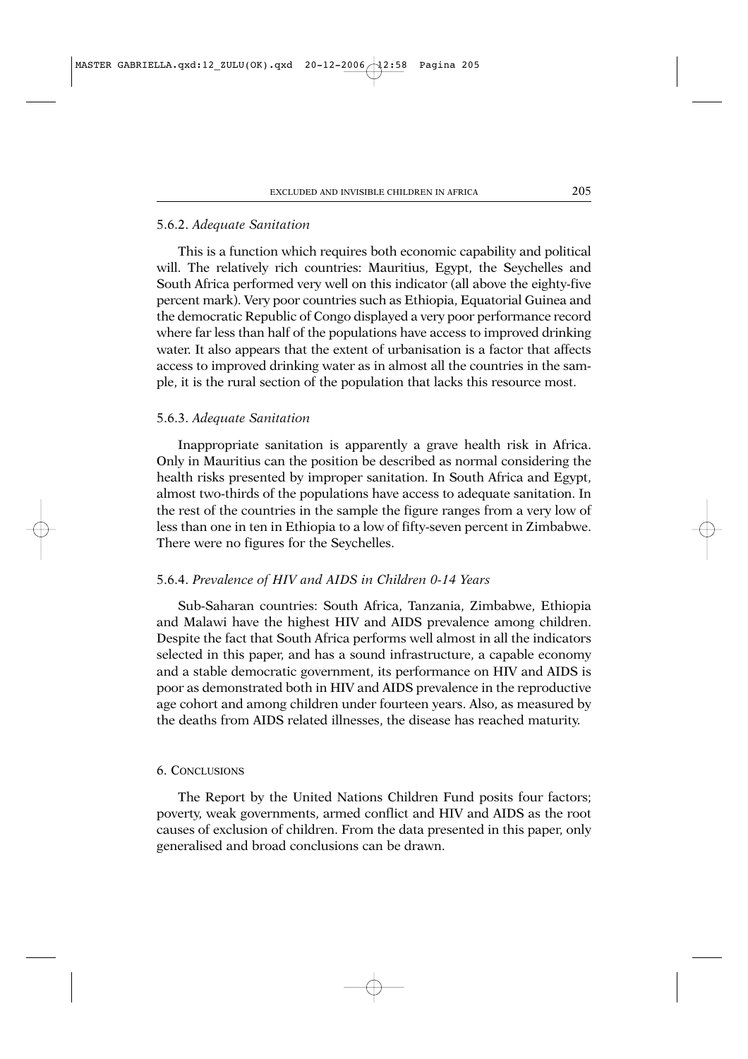#### 5.6.2. *Adequate Sanitation*

This is a function which requires both economic capability and political will. The relatively rich countries: Mauritius, Egypt, the Seychelles and South Africa performed very well on this indicator (all above the eighty-five percent mark). Very poor countries such as Ethiopia, Equatorial Guinea and the democratic Republic of Congo displayed a very poor performance record where far less than half of the populations have access to improved drinking water. It also appears that the extent of urbanisation is a factor that affects access to improved drinking water as in almost all the countries in the sample, it is the rural section of the population that lacks this resource most.

#### 5.6.3. *Adequate Sanitation*

Inappropriate sanitation is apparently a grave health risk in Africa. Only in Mauritius can the position be described as normal considering the health risks presented by improper sanitation. In South Africa and Egypt, almost two-thirds of the populations have access to adequate sanitation. In the rest of the countries in the sample the figure ranges from a very low of less than one in ten in Ethiopia to a low of fifty-seven percent in Zimbabwe. There were no figures for the Seychelles.

#### 5.6.4. *Prevalence of HIV and AIDS in Children 0-14 Years*

Sub-Saharan countries: South Africa, Tanzania, Zimbabwe, Ethiopia and Malawi have the highest HIV and AIDS prevalence among children. Despite the fact that South Africa performs well almost in all the indicators selected in this paper, and has a sound infrastructure, a capable economy and a stable democratic government, its performance on HIV and AIDS is poor as demonstrated both in HIV and AIDS prevalence in the reproductive age cohort and among children under fourteen years. Also, as measured by the deaths from AIDS related illnesses, the disease has reached maturity.

## 6. Conclusions

The Report by the United Nations Children Fund posits four factors; poverty, weak governments, armed conflict and HIV and AIDS as the root causes of exclusion of children. From the data presented in this paper, only generalised and broad conclusions can be drawn.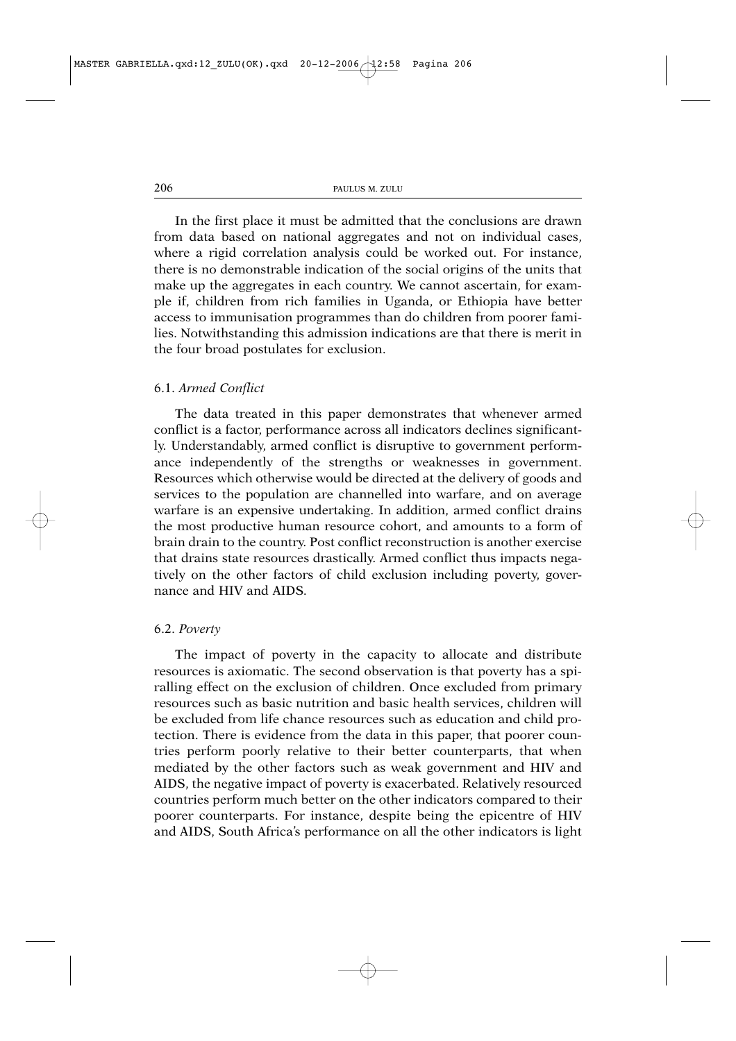In the first place it must be admitted that the conclusions are drawn from data based on national aggregates and not on individual cases, where a rigid correlation analysis could be worked out. For instance, there is no demonstrable indication of the social origins of the units that make up the aggregates in each country. We cannot ascertain, for example if, children from rich families in Uganda, or Ethiopia have better access to immunisation programmes than do children from poorer families. Notwithstanding this admission indications are that there is merit in the four broad postulates for exclusion.

### 6.1. *Armed Conflict*

The data treated in this paper demonstrates that whenever armed conflict is a factor, performance across all indicators declines significantly. Understandably, armed conflict is disruptive to government performance independently of the strengths or weaknesses in government. Resources which otherwise would be directed at the delivery of goods and services to the population are channelled into warfare, and on average warfare is an expensive undertaking. In addition, armed conflict drains the most productive human resource cohort, and amounts to a form of brain drain to the country. Post conflict reconstruction is another exercise that drains state resources drastically. Armed conflict thus impacts negatively on the other factors of child exclusion including poverty, governance and HIV and AIDS.

### 6.2. *Poverty*

The impact of poverty in the capacity to allocate and distribute resources is axiomatic. The second observation is that poverty has a spiralling effect on the exclusion of children. Once excluded from primary resources such as basic nutrition and basic health services, children will be excluded from life chance resources such as education and child protection. There is evidence from the data in this paper, that poorer countries perform poorly relative to their better counterparts, that when mediated by the other factors such as weak government and HIV and AIDS, the negative impact of poverty is exacerbated. Relatively resourced countries perform much better on the other indicators compared to their poorer counterparts. For instance, despite being the epicentre of HIV and AIDS, South Africa's performance on all the other indicators is light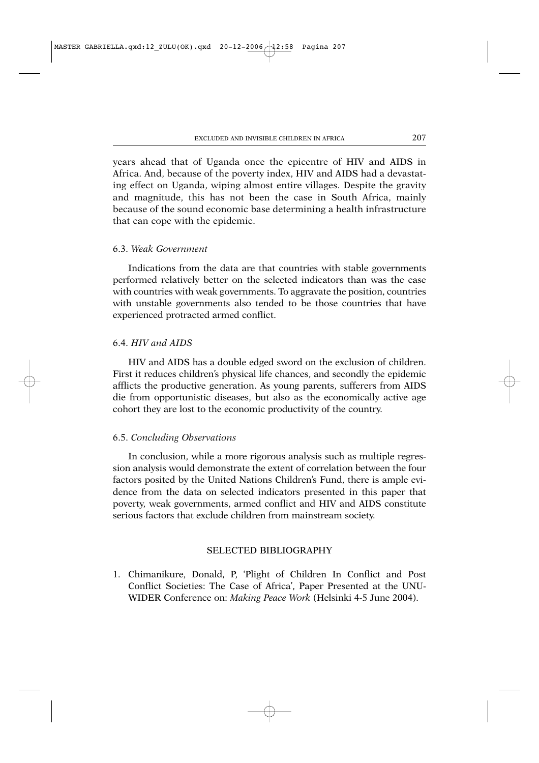years ahead that of Uganda once the epicentre of HIV and AIDS in Africa. And, because of the poverty index, HIV and AIDS had a devastating effect on Uganda, wiping almost entire villages. Despite the gravity and magnitude, this has not been the case in South Africa, mainly because of the sound economic base determining a health infrastructure that can cope with the epidemic.

### 6.3. *Weak Government*

Indications from the data are that countries with stable governments performed relatively better on the selected indicators than was the case with countries with weak governments. To aggravate the position, countries with unstable governments also tended to be those countries that have experienced protracted armed conflict.

### 6.4. *HIV and AIDS*

HIV and AIDS has a double edged sword on the exclusion of children. First it reduces children's physical life chances, and secondly the epidemic afflicts the productive generation. As young parents, sufferers from AIDS die from opportunistic diseases, but also as the economically active age cohort they are lost to the economic productivity of the country.

### 6.5. *Concluding Observations*

In conclusion, while a more rigorous analysis such as multiple regression analysis would demonstrate the extent of correlation between the four factors posited by the United Nations Children's Fund, there is ample evidence from the data on selected indicators presented in this paper that poverty, weak governments, armed conflict and HIV and AIDS constitute serious factors that exclude children from mainstream society.

## SELECTED BIBLIOGRAPHY

1. Chimanikure, Donald, P, 'Plight of Children In Conflict and Post Conflict Societies: The Case of Africa', Paper Presented at the UNU-WIDER Conference on: *Making Peace Work* (Helsinki 4-5 June 2004).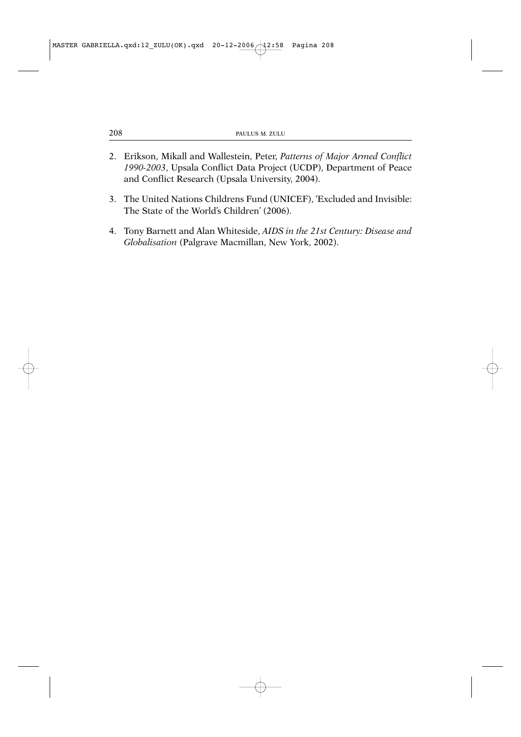2. Erikson, Mikall and Wallestein, Peter, *Patterns of Major Armed Conflict 1990-2003*, Upsala Conflict Data Project (UCDP), Department of Peace and Conflict Research (Upsala University, 2004).

3. The United Nations Childrens Fund (UNICEF), 'Excluded and Invisible: The State of the World's Children' (2006).

4. Tony Barnett and Alan Whiteside, *AIDS in the 21st Century: Disease and Globalisation* (Palgrave Macmillan, New York, 2002).